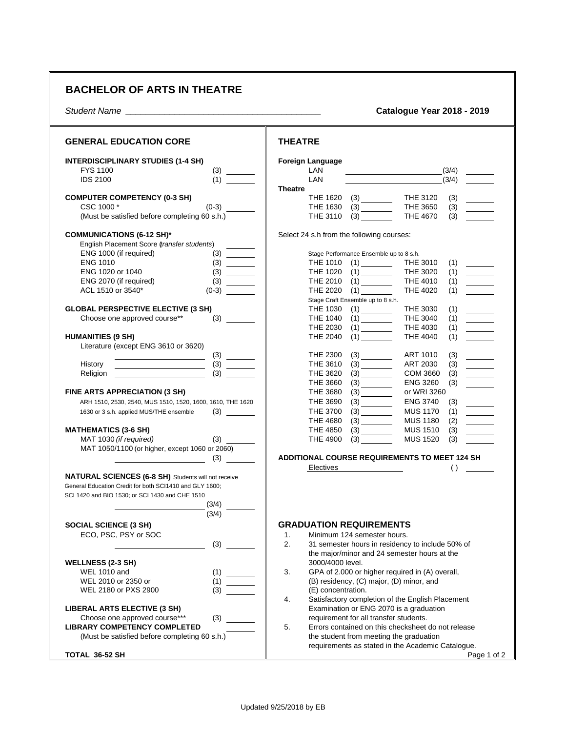# BACHELOR OF ARTS IN THEATRE

*Student Name* ________________________________________ **Catalogue Year 2018 - 2019**

## GENERAL EDUCATION CORE

**INTERDISCIPLINARY STUDIES (1-4 SH)**

| Course | SH | |
|---|---|---|
| FYS 1100 | (3) | ______ |
| IDS 2100 | (1) | ______ |

**COMPUTER COMPETENCY (0-3 SH)**

| Course | SH | |
|---|---|---|
| CSC 1000 * | (0-3) | ______ |

(Must be satisfied before completing 60 s.h.)

**COMMUNICATIONS (6-12 SH)***

| Course | SH | |
|---|---|---|
| English Placement Score (*transfer students*) | | ______ |
| ENG 1000 (if required) | (3) | ______ |
| ENG 1010 | (3) | ______ |
| ENG 1020 or 1040 | (3) | ______ |
| ENG 2070 (if required) | (3) | ______ |
| ACL 1510 or 3540* | (0-3) | ______ |

**GLOBAL PERSPECTIVE ELECTIVE (3 SH)**

| Course | SH | |
|---|---|---|
| Choose one approved course** | (3) | ______ |

**HUMANITIES (9 SH)**

| Course | SH | |
|---|---|---|
| Literature (except ENG 3610 or 3620) ______ | (3) | ______ |
| History ______ | (3) | ______ |
| Religion ______ | (3) | ______ |

**FINE ARTS APPRECIATION (3 SH)**

ARH 1510, 2530, 2540, MUS 1510, 1520, 1600, 1610, THE 1620, 1630 or 3 s.h. applied MUS/THE ensemble (3) ______

**MATHEMATICS (3-6 SH)**

| Course | SH | |
|---|---|---|
| MAT 1030 *(if required)* | (3) | ______ |
| MAT 1050/1100 (or higher, except 1060 or 2060) ______ | (3) | ______ |

**NATURAL SCIENCES (6-8 SH)** Students will not receive General Education Credit for both SCI1410 and GLY 1600; SCI 1420 and BIO 1530; or SCI 1430 and CHE 1510

| Course | SH | |
|---|---|---|
| ______ | (3/4) | ______ |
| ______ | (3/4) | ______ |

**SOCIAL SCIENCE (3 SH)**

| Course | SH | |
|---|---|---|
| ECO, PSC, PSY or SOC ______ | (3) | ______ |

**WELLNESS (2-3 SH)**

| Course | SH | |
|---|---|---|
| WEL 1010 and | (1) | ______ |
| WEL 2010 or 2350 or | (1) | ______ |
| WEL 2180 or PXS 2900 | (3) | ______ |

**LIBERAL ARTS ELECTIVE (3 SH)**

| Course | SH | |
|---|---|---|
| Choose one approved course*** | (3) | ______ |

**LIBRARY COMPETENCY COMPLETED** ______

(Must be satisfied before completing 60 s.h.)

**TOTAL 36-52 SH**

## THEATRE

**Foreign Language**

| Course | SH | |
|---|---|---|
| LAN ______ | (3/4) | ______ |
| LAN ______ | (3/4) | ______ |

**Theatre**

| Course | SH | | Course | SH | |
|---|---|---|---|---|---|
| THE 1620 | (3) | ______ | THE 3120 | (3) | ______ |
| THE 1630 | (3) | ______ | THE 3650 | (3) | ______ |
| THE 3110 | (3) | ______ | THE 4670 | (3) | ______ |

Select 24 s.h from the following courses:

Stage Performance Ensemble up to 8 s.h.

| Course | SH | | Course | SH | |
|---|---|---|---|---|---|
| THE 1010 | (1) | ______ | THE 3010 | (1) | ______ |
| THE 1020 | (1) | ______ | THE 3020 | (1) | ______ |
| THE 2010 | (1) | ______ | THE 4010 | (1) | ______ |
| THE 2020 | (1) | ______ | THE 4020 | (1) | ______ |

Stage Craft Ensemble up to 8 s.h.

| Course | SH | | Course | SH | |
|---|---|---|---|---|---|
| THE 1030 | (1) | ______ | THE 3030 | (1) | ______ |
| THE 1040 | (1) | ______ | THE 3040 | (1) | ______ |
| THE 2030 | (1) | ______ | THE 4030 | (1) | ______ |
| THE 2040 | (1) | ______ | THE 4040 | (1) | ______ |

| Course | SH | | Course | SH | |
|---|---|---|---|---|---|
| THE 2300 | (3) | ______ | ART 1010 | (3) | ______ |
| THE 3610 | (3) | ______ | ART 2030 | (3) | ______ |
| THE 3620 | (3) | ______ | COM 3660 | (3) | ______ |
| THE 3660 | (3) | ______ | ENG 3260 | (3) | ______ |
| THE 3680 | (3) | ______ | or WRI 3260 | | |
| THE 3690 | (3) | ______ | ENG 3740 | (3) | ______ |
| THE 3700 | (3) | ______ | MUS 1170 | (1) | ______ |
| THE 4680 | (3) | ______ | MUS 1180 | (2) | ______ |
| THE 4850 | (3) | ______ | MUS 1510 | (3) | ______ |
| THE 4900 | (3) | ______ | MUS 1520 | (3) | ______ |

**ADDITIONAL COURSE REQUIREMENTS TO MEET 124 SH**

| Course | SH | |
|---|---|---|
| Electives ______ | ( ) | ______ |

## GRADUATION REQUIREMENTS

1. Minimum 124 semester hours.
2. 31 semester hours in residency to include 50% of the major/minor and 24 semester hours at the 3000/4000 level.
3. GPA of 2.000 or higher required in (A) overall, (B) residency, (C) major, (D) minor, and (E) concentration.
4. Satisfactory completion of the English Placement Examination or ENG 2070 is a graduation requirement for all transfer students.
5. Errors contained on this checksheet do not release the student from meeting the graduation requirements as stated in the Academic Catalogue.

Updated 9/25/2018 by EB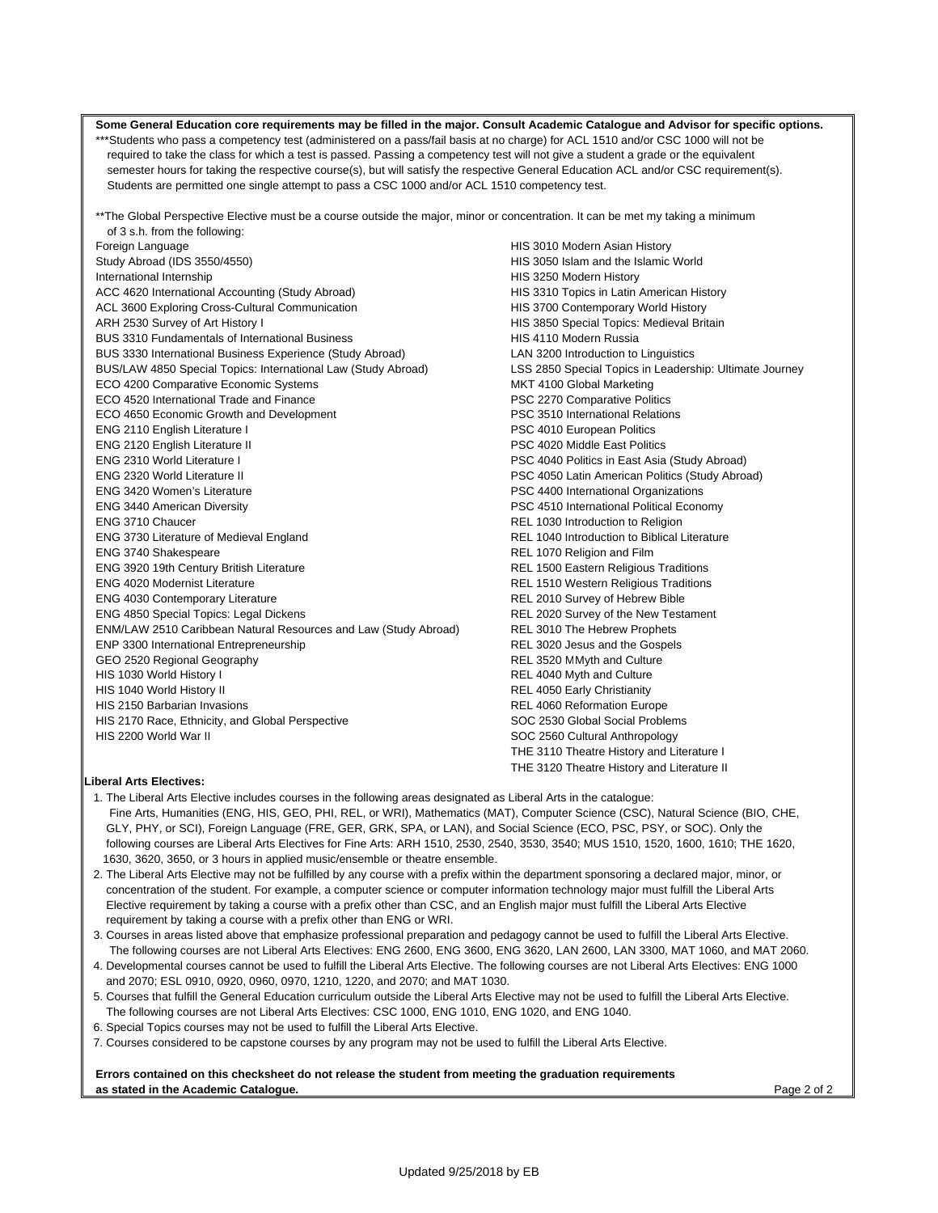**Some General Education core requirements may be filled in the major. Consult Academic Catalogue and Advisor for specific options.**

***Students who pass a competency test (administered on a pass/fail basis at no charge) for ACL 1510 and/or CSC 1000 will not be required to take the class for which a test is passed. Passing a competency test will not give a student a grade or the equivalent semester hours for taking the respective course(s), but will satisfy the respective General Education ACL and/or CSC requirement(s). Students are permitted one single attempt to pass a CSC 1000 and/or ACL 1510 competency test.

**The Global Perspective Elective must be a course outside the major, minor or concentration. It can be met my taking a minimum of 3 s.h. from the following:

Foreign Language
Study Abroad (IDS 3550/4550)
International Internship
ACC 4620 International Accounting (Study Abroad)
ACL 3600 Exploring Cross-Cultural Communication
ARH 2530 Survey of Art History I
BUS 3310 Fundamentals of International Business
BUS 3330 International Business Experience (Study Abroad)
BUS/LAW 4850 Special Topics: International Law (Study Abroad)
ECO 4200 Comparative Economic Systems
ECO 4520 International Trade and Finance
ECO 4650 Economic Growth and Development
ENG 2110 English Literature I
ENG 2120 English Literature II
ENG 2310 World Literature I
ENG 2320 World Literature II
ENG 3420 Women's Literature
ENG 3440 American Diversity
ENG 3710 Chaucer
ENG 3730 Literature of Medieval England
ENG 3740 Shakespeare
ENG 3920 19th Century British Literature
ENG 4020 Modernist Literature
ENG 4030 Contemporary Literature
ENG 4850 Special Topics: Legal Dickens
ENM/LAW 2510 Caribbean Natural Resources and Law (Study Abroad)
ENP 3300 International Entrepreneurship
GEO 2520 Regional Geography
HIS 1030 World History I
HIS 1040 World History II
HIS 2150 Barbarian Invasions
HIS 2170 Race, Ethnicity, and Global Perspective
HIS 2200 World War II
HIS 3010 Modern Asian History
HIS 3050 Islam and the Islamic World
HIS 3250 Modern History
HIS 3310 Topics in Latin American History
HIS 3700 Contemporary World History
HIS 3850 Special Topics: Medieval Britain
HIS 4110 Modern Russia
LAN 3200 Introduction to Linguistics
LSS 2850 Special Topics in Leadership: Ultimate Journey
MKT 4100 Global Marketing
PSC 2270 Comparative Politics
PSC 3510 International Relations
PSC 4010 European Politics
PSC 4020 Middle East Politics
PSC 4040 Politics in East Asia (Study Abroad)
PSC 4050 Latin American Politics (Study Abroad)
PSC 4400 International Organizations
PSC 4510 International Political Economy
REL 1030 Introduction to Religion
REL 1040 Introduction to Biblical Literature
REL 1070 Religion and Film
REL 1500 Eastern Religious Traditions
REL 1510 Western Religious Traditions
REL 2010 Survey of Hebrew Bible
REL 2020 Survey of the New Testament
REL 3010 The Hebrew Prophets
REL 3020 Jesus and the Gospels
REL 3520 MMyth and Culture
REL 4040 Myth and Culture
REL 4050 Early Christianity
REL 4060 Reformation Europe
SOC 2530 Global Social Problems
SOC 2560 Cultural Anthropology
THE 3110 Theatre History and Literature I
THE 3120 Theatre History and Literature II

**Liberal Arts Electives:**

1. The Liberal Arts Elective includes courses in the following areas designated as Liberal Arts in the catalogue: Fine Arts, Humanities (ENG, HIS, GEO, PHI, REL, or WRI), Mathematics (MAT), Computer Science (CSC), Natural Science (BIO, CHE, GLY, PHY, or SCI), Foreign Language (FRE, GER, GRK, SPA, or LAN), and Social Science (ECO, PSC, PSY, or SOC). Only the following courses are Liberal Arts Electives for Fine Arts: ARH 1510, 2530, 2540, 3530, 3540; MUS 1510, 1520, 1600, 1610; THE 1620, 1630, 3620, 3650, or 3 hours in applied music/ensemble or theatre ensemble.
2. The Liberal Arts Elective may not be fulfilled by any course with a prefix within the department sponsoring a declared major, minor, or concentration of the student. For example, a computer science or computer information technology major must fulfill the Liberal Arts Elective requirement by taking a course with a prefix other than CSC, and an English major must fulfill the Liberal Arts Elective requirement by taking a course with a prefix other than ENG or WRI.
3. Courses in areas listed above that emphasize professional preparation and pedagogy cannot be used to fulfill the Liberal Arts Elective. The following courses are not Liberal Arts Electives: ENG 2600, ENG 3600, ENG 3620, LAN 2600, LAN 3300, MAT 1060, and MAT 2060.
4. Developmental courses cannot be used to fulfill the Liberal Arts Elective. The following courses are not Liberal Arts Electives: ENG 1000 and 2070; ESL 0910, 0920, 0960, 0970, 1210, 1220, and 2070; and MAT 1030.
5. Courses that fulfill the General Education curriculum outside the Liberal Arts Elective may not be used to fulfill the Liberal Arts Elective. The following courses are not Liberal Arts Electives: CSC 1000, ENG 1010, ENG 1020, and ENG 1040.
6. Special Topics courses may not be used to fulfill the Liberal Arts Elective.
7. Courses considered to be capstone courses by any program may not be used to fulfill the Liberal Arts Elective.

**Errors contained on this checksheet do not release the student from meeting the graduation requirements as stated in the Academic Catalogue.**

Updated 9/25/2018 by EB